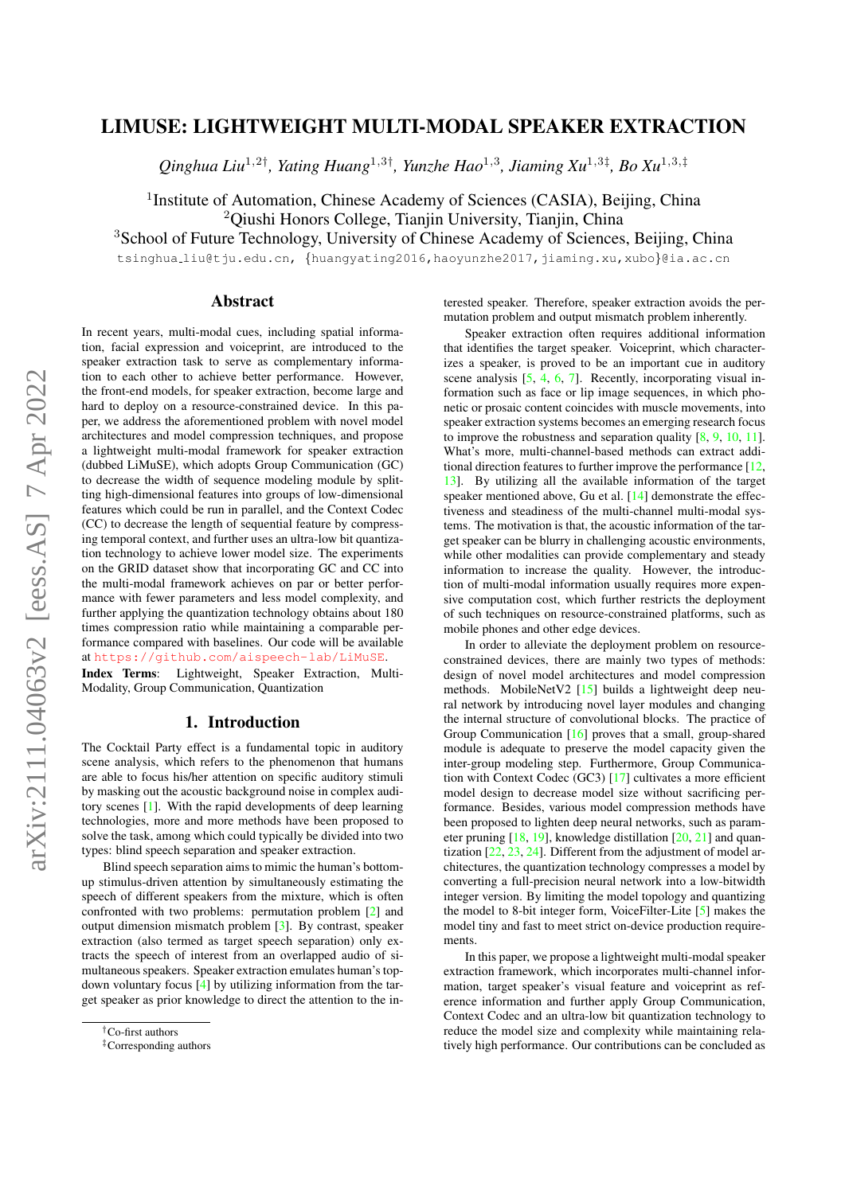# LIMUSE: LIGHTWEIGHT MULTI-MODAL SPEAKER EXTRACTION

*Qinghua Liu*[1,2†], *Yating Huang*[1,3†], *Yunzhe Hao*[1,3], *Jiaming Xu*[1,3‡], *Bo Xu*[1,3,‡]

[1]Institute of Automation, Chinese Academy of Sciences (CASIA), Beijing, China
[2]Qiushi Honors College, Tianjin University, Tianjin, China
[3]School of Future Technology, University of Chinese Academy of Sciences, Beijing, China

tsinghua_liu@tju.edu.cn, {huangyating2016,haoyunzhe2017,jiaming.xu,xubo}@ia.ac.cn

## Abstract

In recent years, multi-modal cues, including spatial information, facial expression and voiceprint, are introduced to the speaker extraction task to serve as complementary information to each other to achieve better performance. However, the front-end models, for speaker extraction, become large and hard to deploy on a resource-constrained device. In this paper, we address the aforementioned problem with novel model architectures and model compression techniques, and propose a lightweight multi-modal framework for speaker extraction (dubbed LiMuSE), which adopts Group Communication (GC) to decrease the width of sequence modeling module by splitting high-dimensional features into groups of low-dimensional features which could be run in parallel, and the Context Codec (CC) to decrease the length of sequential feature by compressing temporal context, and further uses an ultra-low bit quantization technology to achieve lower model size. The experiments on the GRID dataset show that incorporating GC and CC into the multi-modal framework achieves on par or better performance with fewer parameters and less model complexity, and further applying the quantization technology obtains about 180 times compression ratio while maintaining a comparable performance compared with baselines. Our code will be available at https://github.com/aispeech-lab/LiMuSE.

**Index Terms**: Lightweight, Speaker Extraction, Multi-Modality, Group Communication, Quantization

## 1. Introduction

The Cocktail Party effect is a fundamental topic in auditory scene analysis, which refers to the phenomenon that humans are able to focus his/her attention on specific auditory stimuli by masking out the acoustic background noise in complex auditory scenes [1]. With the rapid developments of deep learning technologies, more and more methods have been proposed to solve the task, among which could typically be divided into two types: blind speech separation and speaker extraction.

Blind speech separation aims to mimic the human's bottom-up stimulus-driven attention by simultaneously estimating the speech of different speakers from the mixture, which is often confronted with two problems: permutation problem [2] and output dimension mismatch problem [3]. By contrast, speaker extraction (also termed as target speech separation) only extracts the speech of interest from an overlapped audio of simultaneous speakers. Speaker extraction emulates human's top-down voluntary focus [4] by utilizing information from the target speaker as prior knowledge to direct the attention to the interested speaker. Therefore, speaker extraction avoids the permutation problem and output mismatch problem inherently.

Speaker extraction often requires additional information that identifies the target speaker. Voiceprint, which characterizes a speaker, is proved to be an important cue in auditory scene analysis [5, 4, 6, 7]. Recently, incorporating visual information such as face or lip image sequences, in which phonetic or prosaic content coincides with muscle movements, into speaker extraction systems becomes an emerging research focus to improve the robustness and separation quality [8, 9, 10, 11]. What's more, multi-channel-based methods can extract additional direction features to further improve the performance [12, 13]. By utilizing all the available information of the target speaker mentioned above, Gu et al. [14] demonstrate the effectiveness and steadiness of the multi-channel multi-modal systems. The motivation is that, the acoustic information of the target speaker can be blurry in challenging acoustic environments, while other modalities can provide complementary and steady information to increase the quality. However, the introduction of multi-modal information usually requires more expensive computation cost, which further restricts the deployment of such techniques on resource-constrained platforms, such as mobile phones and other edge devices.

In order to alleviate the deployment problem on resource-constrained devices, there are mainly two types of methods: design of novel model architectures and model compression methods. MobileNetV2 [15] builds a lightweight deep neural network by introducing novel layer modules and changing the internal structure of convolutional blocks. The practice of Group Communication [16] proves that a small, group-shared module is adequate to preserve the model capacity given the inter-group modeling step. Furthermore, Group Communication with Context Codec (GC3) [17] cultivates a more efficient model design to decrease model size without sacrificing performance. Besides, various model compression methods have been proposed to lighten deep neural networks, such as parameter pruning [18, 19], knowledge distillation [20, 21] and quantization [22, 23, 24]. Different from the adjustment of model architectures, the quantization technology compresses a model by converting a full-precision neural network into a low-bitwidth integer version. By limiting the model topology and quantizing the model to 8-bit integer form, VoiceFilter-Lite [5] makes the model tiny and fast to meet strict on-device production requirements.

In this paper, we propose a lightweight multi-modal speaker extraction framework, which incorporates multi-channel information, target speaker's visual feature and voiceprint as reference information and further apply Group Communication, Context Codec and an ultra-low bit quantization technology to reduce the model size and complexity while maintaining relatively high performance. Our contributions can be concluded as

†Co-first authors
‡Corresponding authors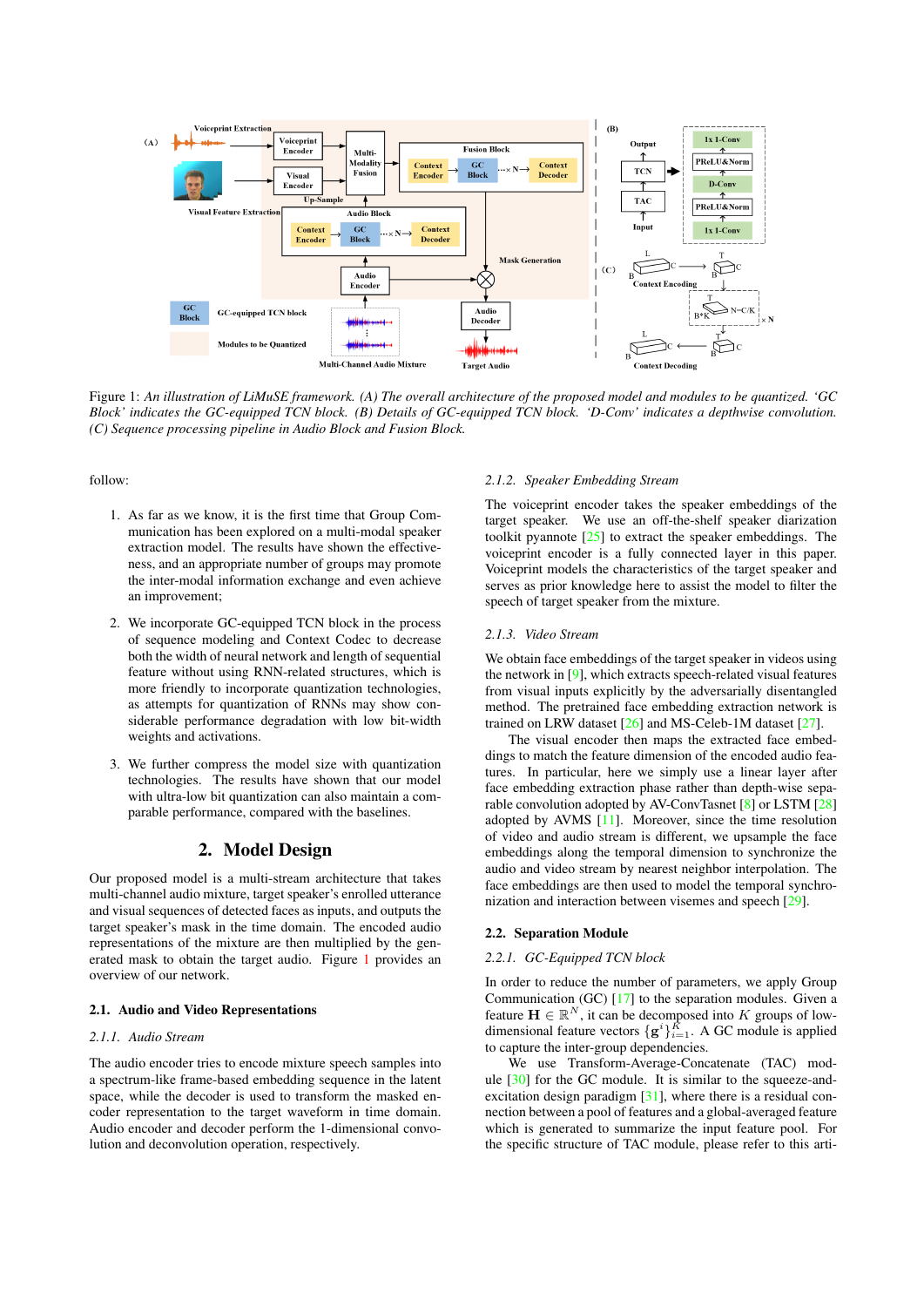Figure 1: *An illustration of LiMuSE framework. (A) The overall architecture of the proposed model and modules to be quantized. 'GC Block' indicates the GC-equipped TCN block. (B) Details of GC-equipped TCN block. 'D-Conv' indicates a depthwise convolution. (C) Sequence processing pipeline in Audio Block and Fusion Block.*

follow:

1. As far as we know, it is the first time that Group Communication has been explored on a multi-modal speaker extraction model. The results have shown the effectiveness, and an appropriate number of groups may promote the inter-modal information exchange and even achieve an improvement;
2. We incorporate GC-equipped TCN block in the process of sequence modeling and Context Codec to decrease both the width of neural network and length of sequential feature without using RNN-related structures, which is more friendly to incorporate quantization technologies, as attempts for quantization of RNNs may show considerable performance degradation with low bit-width weights and activations.
3. We further compress the model size with quantization technologies. The results have shown that our model with ultra-low bit quantization can also maintain a comparable performance, compared with the baselines.

## 2. Model Design

Our proposed model is a multi-stream architecture that takes multi-channel audio mixture, target speaker's enrolled utterance and visual sequences of detected faces as inputs, and outputs the target speaker's mask in the time domain. The encoded audio representations of the mixture are then multiplied by the generated mask to obtain the target audio. Figure 1 provides an overview of our network.

### 2.1. Audio and Video Representations

#### 2.1.1. Audio Stream

The audio encoder tries to encode mixture speech samples into a spectrum-like frame-based embedding sequence in the latent space, while the decoder is used to transform the masked encoder representation to the target waveform in time domain. Audio encoder and decoder perform the 1-dimensional convolution and deconvolution operation, respectively.

#### 2.1.2. Speaker Embedding Stream

The voiceprint encoder takes the speaker embeddings of the target speaker. We use an off-the-shelf speaker diarization toolkit pyannote [25] to extract the speaker embeddings. The voiceprint encoder is a fully connected layer in this paper. Voiceprint models the characteristics of the target speaker and serves as prior knowledge here to assist the model to filter the speech of target speaker from the mixture.

#### 2.1.3. Video Stream

We obtain face embeddings of the target speaker in videos using the network in [9], which extracts speech-related visual features from visual inputs explicitly by the adversarially disentangled method. The pretrained face embedding extraction network is trained on LRW dataset [26] and MS-Celeb-1M dataset [27].

The visual encoder then maps the extracted face embeddings to match the feature dimension of the encoded audio features. In particular, here we simply use a linear layer after face embedding extraction phase rather than depth-wise separable convolution adopted by AV-ConvTasnet [8] or LSTM [28] adopted by AVMS [11]. Moreover, since the time resolution of video and audio stream is different, we upsample the face embeddings along the temporal dimension to synchronize the audio and video stream by nearest neighbor interpolation. The face embeddings are then used to model the temporal synchronization and interaction between visemes and speech [29].

### 2.2. Separation Module

#### 2.2.1. GC-Equipped TCN block

In order to reduce the number of parameters, we apply Group Communication (GC) [17] to the separation modules. Given a feature $\mathbf{H} \in \mathbb{R}^N$, it can be decomposed into $K$ groups of low-dimensional feature vectors $\{\mathbf{g}^i\}_{i=1}^{K}$. A GC module is applied to capture the inter-group dependencies.

We use Transform-Average-Concatenate (TAC) module [30] for the GC module. It is similar to the squeeze-and-excitation design paradigm [31], where there is a residual connection between a pool of features and a global-averaged feature which is generated to summarize the input feature pool. For the specific structure of TAC module, please refer to this arti-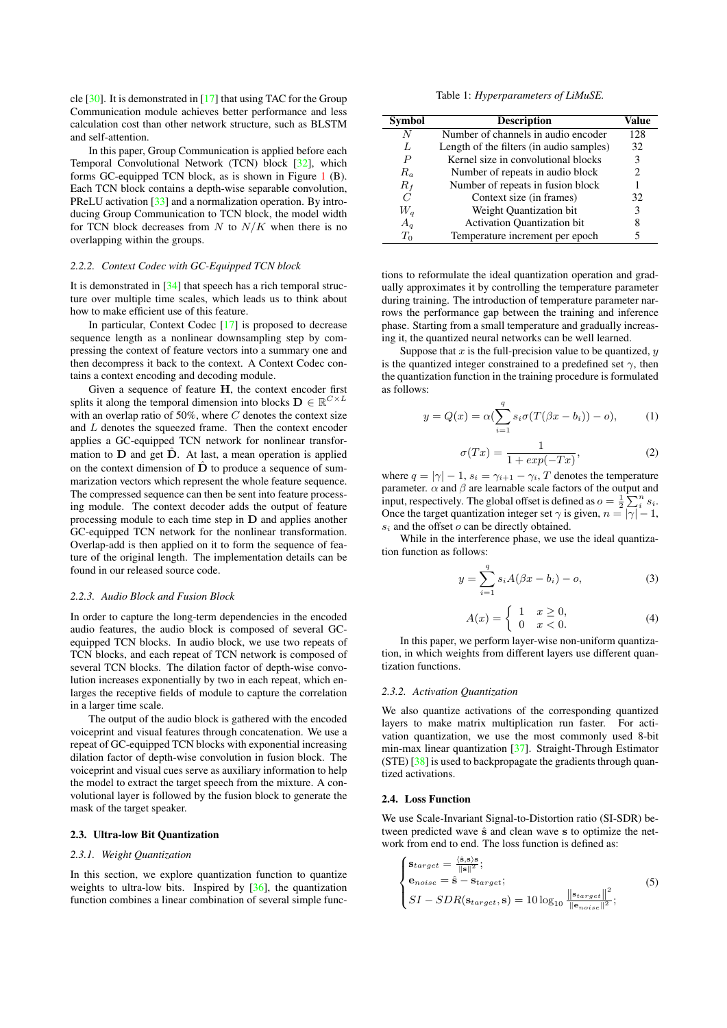cle [30]. It is demonstrated in [17] that using TAC for the Group Communication module achieves better performance and less calculation cost than other network structure, such as BLSTM and self-attention.

In this paper, Group Communication is applied before each Temporal Convolutional Network (TCN) block [32], which forms GC-equipped TCN block, as is shown in Figure 1 (B). Each TCN block contains a depth-wise separable convolution, PReLU activation [33] and a normalization operation. By introducing Group Communication to TCN block, the model width for TCN block decreases from $N$ to $N/K$ when there is no overlapping within the groups.

### 2.2.2. Context Codec with GC-Equipped TCN block

It is demonstrated in [34] that speech has a rich temporal structure over multiple time scales, which leads us to think about how to make efficient use of this feature.

In particular, Context Codec [17] is proposed to decrease sequence length as a nonlinear downsampling step by compressing the context of feature vectors into a summary one and then decompress it back to the context. A Context Codec contains a context encoding and decoding module.

Given a sequence of feature $\mathbf{H}$, the context encoder first splits it along the temporal dimension into blocks $\mathbf{D} \in \mathbb{R}^{C \times L}$ with an overlap ratio of 50%, where $C$ denotes the context size and $L$ denotes the squeezed frame. Then the context encoder applies a GC-equipped TCN network for nonlinear transformation to $\mathbf{D}$ and get $\hat{\mathbf{D}}$. At last, a mean operation is applied on the context dimension of $\hat{\mathbf{D}}$ to produce a sequence of summarization vectors which represent the whole feature sequence. The compressed sequence can then be sent into feature processing module. The context decoder adds the output of feature processing module to each time step in $\mathbf{D}$ and applies another GC-equipped TCN network for the nonlinear transformation. Overlap-add is then applied on it to form the sequence of feature of the original length. The implementation details can be found in our released source code.

### 2.2.3. Audio Block and Fusion Block

In order to capture the long-term dependencies in the encoded audio features, the audio block is composed of several GC-equipped TCN blocks. In audio block, we use two repeats of TCN blocks, and each repeat of TCN network is composed of several TCN blocks. The dilation factor of depth-wise convolution increases exponentially by two in each repeat, which enlarges the receptive fields of module to capture the correlation in a larger time scale.

The output of the audio block is gathered with the encoded voiceprint and visual features through concatenation. We use a repeat of GC-equipped TCN blocks with exponential increasing dilation factor of depth-wise convolution in fusion block. The voiceprint and visual cues serve as auxiliary information to help the model to extract the target speech from the mixture. A convolutional layer is followed by the fusion block to generate the mask of the target speaker.

## 2.3. Ultra-low Bit Quantization

### 2.3.1. Weight Quantization

In this section, we explore quantization function to quantize weights to ultra-low bits. Inspired by [36], the quantization function combines a linear combination of several simple functions to reformulate the ideal quantization operation and gradually approximates it by controlling the temperature parameter during training. The introduction of temperature parameter narrows the performance gap between the training and inference phase. Starting from a small temperature and gradually increasing it, the quantized neural networks can be well learned.

Suppose that $x$ is the full-precision value to be quantized, $y$ is the quantized integer constrained to a predefined set $\gamma$, then the quantization function in the training procedure is formulated as follows:

$$y = Q(x) = \alpha(\sum_{i=1}^{q} s_i \sigma(T(\beta x - b_i)) - o), \qquad (1)$$

$$\sigma(Tx) = \frac{1}{1 + exp(-Tx)}, \qquad (2)$$

where $q = |\gamma| - 1$, $s_i = \gamma_{i+1} - \gamma_i$, $T$ denotes the temperature parameter. $\alpha$ and $\beta$ are learnable scale factors of the output and input, respectively. The global offset is defined as $o = \frac{1}{2}\sum_i^n s_i$. Once the target quantization integer set $\gamma$ is given, $n = |\gamma| - 1$, $s_i$ and the offset $o$ can be directly obtained.

While in the interference phase, we use the ideal quantization function as follows:

$$y = \sum_{i=1}^{q} s_i A(\beta x - b_i) - o, \qquad (3)$$

$$A(x) = \begin{cases} 1 & x \geq 0, \\ 0 & x < 0. \end{cases} \qquad (4)$$

In this paper, we perform layer-wise non-uniform quantization, in which weights from different layers use different quantization functions.

### 2.3.2. Activation Quantization

We also quantize activations of the corresponding quantized layers to make matrix multiplication run faster. For activation quantization, we use the most commonly used 8-bit min-max linear quantization [37]. Straight-Through Estimator (STE) [38] is used to backpropagate the gradients through quantized activations.

## 2.4. Loss Function

We use Scale-Invariant Signal-to-Distortion ratio (SI-SDR) between predicted wave $\hat{\mathbf{s}}$ and clean wave $\mathbf{s}$ to optimize the network from end to end. The loss function is defined as:

$$\begin{cases} \mathbf{s}_{target} = \frac{\langle \hat{\mathbf{s}}, \mathbf{s} \rangle \mathbf{s}}{\|\mathbf{s}\|^2}; \\ \mathbf{e}_{noise} = \hat{\mathbf{s}} - \mathbf{s}_{target}; \\ SI-SDR(\mathbf{s}_{target}, \mathbf{s}) = 10 \log_{10} \frac{\|\mathbf{s}_{target}\|^2}{\|\mathbf{e}_{noise}\|^2}; \end{cases} \qquad (5)$$

Table 1: *Hyperparameters of LiMuSE.*

| Symbol | Description | Value |
|---|---|---|
| $N$ | Number of channels in audio encoder | 128 |
| $L$ | Length of the filters (in audio samples) | 32 |
| $P$ | Kernel size in convolutional blocks | 3 |
| $R_a$ | Number of repeats in audio block | 2 |
| $R_f$ | Number of repeats in fusion block | 1 |
| $C$ | Context size (in frames) | 32 |
| $W_q$ | Weight Quantization bit | 3 |
| $A_q$ | Activation Quantization bit | 8 |
| $T_0$ | Temperature increment per epoch | 5 |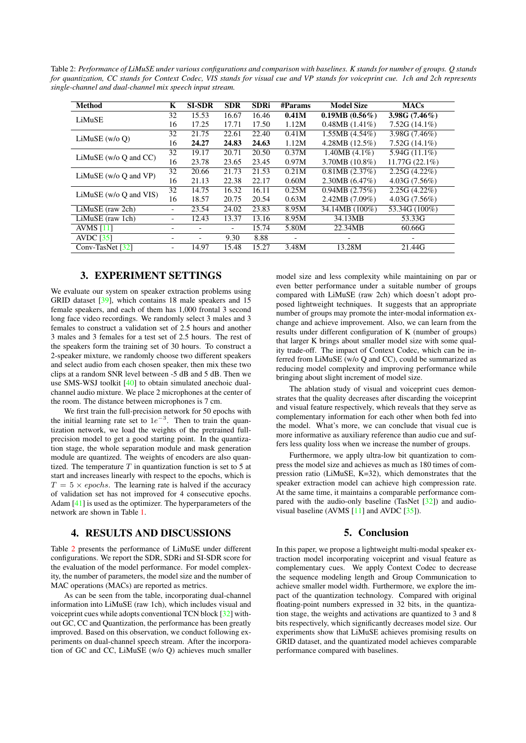Table 2: *Performance of LiMuSE under various configurations and comparison with baselines. K stands for number of groups. Q stands for quantization, CC stands for Context Codec, VIS stands for visual cue and VP stands for voiceprint cue. 1ch and 2ch represents single-channel and dual-channel mix speech input stream.*

| Method | K | SI-SDR | SDR | SDRi | #Params | Model Size | MACs |
|---|---|---|---|---|---|---|---|
| LiMuSE | 32 | 15.53 | 16.67 | 16.46 | **0.41M** | **0.19MB (0.56%)** | **3.98G (7.46%)** |
| | 16 | 17.25 | 17.71 | 17.50 | 1.12M | 0.48MB (1.41%) | 7.52G (14.1%) |
| LiMuSE (w/o Q) | 32 | 21.75 | 22.61 | 22.40 | 0.41M | 1.55MB (4.54%) | 3.98G (7.46%) |
| | 16 | **24.27** | **24.83** | **24.63** | 1.12M | 4.28MB (12.5%) | 7.52G (14.1%) |
| LiMuSE (w/o Q and CC) | 32 | 19.17 | 20.71 | 20.50 | 0.37M | 1.40MB (4.1%) | 5.94G (11.1%) |
| | 16 | 23.78 | 23.65 | 23.45 | 0.97M | 3.70MB (10.8%) | 11.77G (22.1%) |
| LiMuSE (w/o Q and VP) | 32 | 20.66 | 21.73 | 21.53 | 0.21M | 0.81MB (2.37%) | 2.25G (4.22%) |
| | 16 | 21.13 | 22.38 | 22.17 | 0.60M | 2.30MB (6.47%) | 4.03G (7.56%) |
| LiMuSE (w/o Q and VIS) | 32 | 14.75 | 16.32 | 16.11 | 0.25M | 0.94MB (2.75%) | 2.25G (4.22%) |
| | 16 | 18.57 | 20.75 | 20.54 | 0.63M | 2.42MB (7.09%) | 4.03G (7.56%) |
| LiMuSE (raw 2ch) | - | 23.54 | 24.02 | 23.83 | 8.95M | 34.14MB (100%) | 53.34G (100%) |
| LiMuSE (raw 1ch) | - | 12.43 | 13.37 | 13.16 | 8.95M | 34.13MB | 53.33G |
| AVMS [11] | - | - | - | 15.74 | 5.80M | 22.34MB | 60.66G |
| AVDC [35] | - | - | 9.30 | 8.88 | - | - | - |
| Conv-TasNet [32] | - | 14.97 | 15.48 | 15.27 | 3.48M | 13.28M | 21.44G |

## 3. EXPERIMENT SETTINGS

We evaluate our system on speaker extraction problems using GRID dataset [39], which contains 18 male speakers and 15 female speakers, and each of them has 1,000 frontal 3 second long face video recordings. We randomly select 3 males and 3 females to construct a validation set of 2.5 hours and another 3 males and 3 females for a test set of 2.5 hours. The rest of the speakers form the training set of 30 hours. To construct a 2-speaker mixture, we randomly choose two different speakers and select audio from each chosen speaker, then mix these two clips at a random SNR level between -5 dB and 5 dB. Then we use SMS-WSJ toolkit [40] to obtain simulated anechoic dual-channel audio mixture. We place 2 microphones at the center of the room. The distance between microphones is 7 cm.

We first train the full-precision network for 50 epochs with the initial learning rate set to $1e^{-3}$. Then to train the quantization network, we load the weights of the pretrained full-precision model to get a good starting point. In the quantization stage, the whole separation module and mask generation module are quantized. The weights of encoders are also quantized. The temperature $T$ in quantization function is set to 5 at start and increases linearly with respect to the epochs, which is $T = 5 \times epochs$. The learning rate is halved if the accuracy of validation set has not improved for 4 consecutive epochs. Adam [41] is used as the optimizer. The hyperparameters of the network are shown in Table 1.

## 4. RESULTS AND DISCUSSIONS

Table 2 presents the performance of LiMuSE under different configurations. We report the SDR, SDRi and SI-SDR score for the evaluation of the model performance. For model complexity, the number of parameters, the model size and the number of MAC operations (MACs) are reported as metrics.

As can be seen from the table, incorporating dual-channel information into LiMuSE (raw 1ch), which includes visual and voiceprint cues while adopts conventional TCN block [32] without GC, CC and Quantization, the performance has been greatly improved. Based on this observation, we conduct following experiments on dual-channel speech stream. After the incorporation of GC and CC, LiMuSE (w/o Q) achieves much smaller model size and less complexity while maintaining on par or even better performance under a suitable number of groups compared with LiMuSE (raw 2ch) which doesn't adopt proposed lightweight techniques. It suggests that an appropriate number of groups may promote the inter-modal information exchange and achieve improvement. Also, we can learn from the results under different configuration of K (number of groups) that larger K brings about smaller model size with some quality trade-off. The impact of Context Codec, which can be inferred from LiMuSE (w/o Q and CC), could be summarized as reducing model complexity and improving performance while bringing about slight increment of model size.

The ablation study of visual and voiceprint cues demonstrates that the quality decreases after discarding the voiceprint and visual feature respectively, which reveals that they serve as complementary information for each other when both fed into the model. What's more, we can conclude that visual cue is more informative as auxiliary reference than audio cue and suffers less quality loss when we increase the number of groups.

Furthermore, we apply ultra-low bit quantization to compress the model size and achieves as much as 180 times of compression ratio (LiMuSE, K=32), which demonstrates that the speaker extraction model can achieve high compression rate. At the same time, it maintains a comparable performance compared with the audio-only baseline (TasNet [32]) and audio-visual baseline (AVMS [11] and AVDC [35]).

## 5. Conclusion

In this paper, we propose a lightweight multi-modal speaker extraction model incorporating voiceprint and visual feature as complementary cues. We apply Context Codec to decrease the sequence modeling length and Group Communication to achieve smaller model width. Furthermore, we explore the impact of the quantization technology. Compared with original floating-point numbers expressed in 32 bits, in the quantization stage, the weights and activations are quantized to 3 and 8 bits respectively, which significantly decreases model size. Our experiments show that LiMuSE achieves promising results on GRID dataset, and the quantized model achieves comparable performance compared with baselines.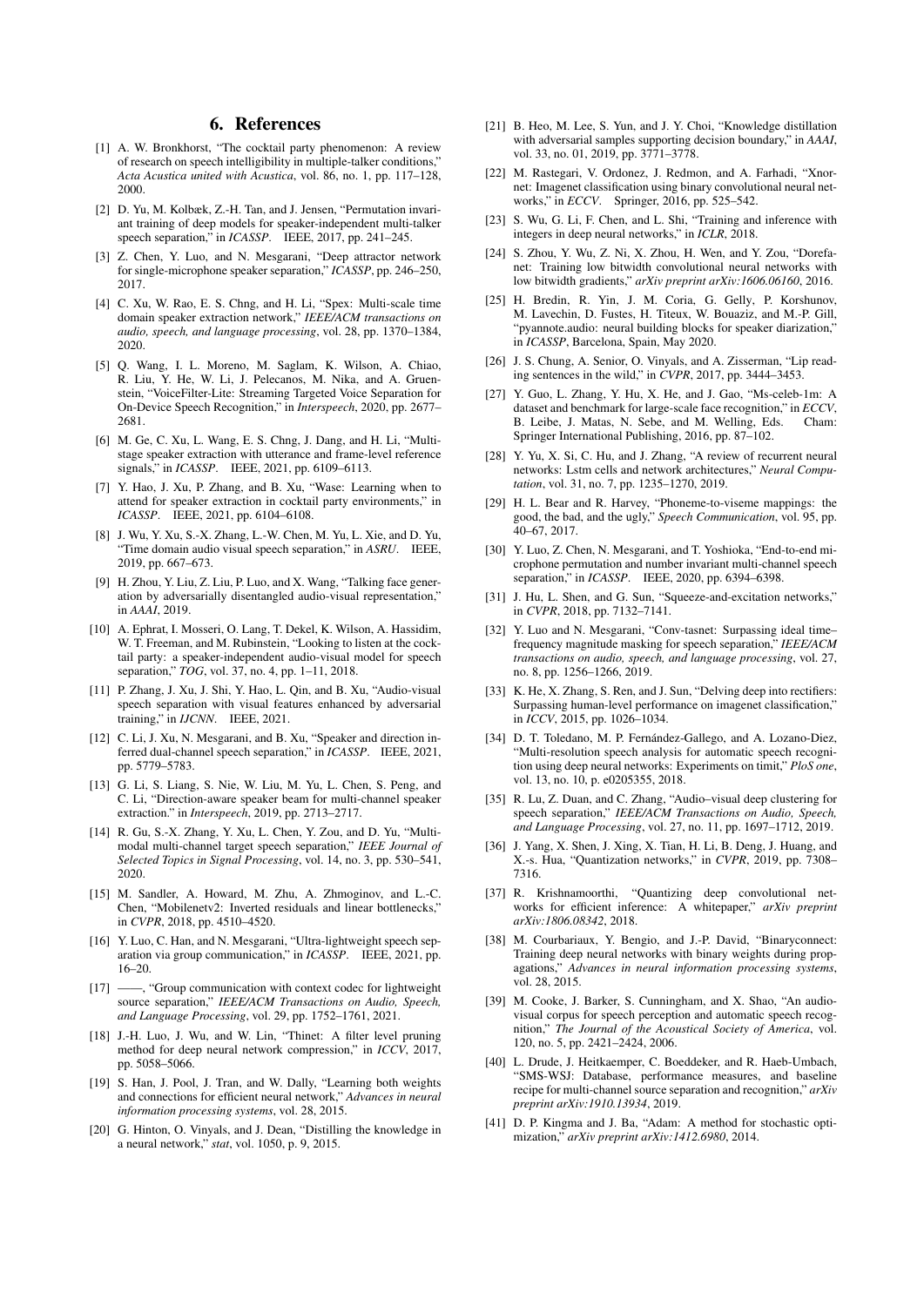## 6. References

[1] A. W. Bronkhorst, "The cocktail party phenomenon: A review of research on speech intelligibility in multiple-talker conditions," *Acta Acustica united with Acustica*, vol. 86, no. 1, pp. 117–128, 2000.

[2] D. Yu, M. Kolbæk, Z.-H. Tan, and J. Jensen, "Permutation invariant training of deep models for speaker-independent multi-talker speech separation," in *ICASSP*. IEEE, 2017, pp. 241–245.

[3] Z. Chen, Y. Luo, and N. Mesgarani, "Deep attractor network for single-microphone speaker separation," *ICASSP*, pp. 246–250, 2017.

[4] C. Xu, W. Rao, E. S. Chng, and H. Li, "Spex: Multi-scale time domain speaker extraction network," *IEEE/ACM transactions on audio, speech, and language processing*, vol. 28, pp. 1370–1384, 2020.

[5] Q. Wang, I. L. Moreno, M. Saglam, K. Wilson, A. Chiao, R. Liu, Y. He, W. Li, J. Pelecanos, M. Nika, and A. Gruenstein, "VoiceFilter-Lite: Streaming Targeted Voice Separation for On-Device Speech Recognition," in *Interspeech*, 2020, pp. 2677–2681.

[6] M. Ge, C. Xu, L. Wang, E. S. Chng, J. Dang, and H. Li, "Multi-stage speaker extraction with utterance and frame-level reference signals," in *ICASSP*. IEEE, 2021, pp. 6109–6113.

[7] Y. Hao, J. Xu, P. Zhang, and B. Xu, "Wase: Learning when to attend for speaker extraction in cocktail party environments," in *ICASSP*. IEEE, 2021, pp. 6104–6108.

[8] J. Wu, Y. Xu, S.-X. Zhang, L.-W. Chen, M. Yu, L. Xie, and D. Yu, "Time domain audio visual speech separation," in *ASRU*. IEEE, 2019, pp. 667–673.

[9] H. Zhou, Y. Liu, Z. Liu, P. Luo, and X. Wang, "Talking face generation by adversarially disentangled audio-visual representation," in *AAAI*, 2019.

[10] A. Ephrat, I. Mosseri, O. Lang, T. Dekel, K. Wilson, A. Hassidim, W. T. Freeman, and M. Rubinstein, "Looking to listen at the cocktail party: a speaker-independent audio-visual model for speech separation," *TOG*, vol. 37, no. 4, pp. 1–11, 2018.

[11] P. Zhang, J. Xu, J. Shi, Y. Hao, L. Qin, and B. Xu, "Audio-visual speech separation with visual features enhanced by adversarial training," in *IJCNN*. IEEE, 2021.

[12] C. Li, J. Xu, N. Mesgarani, and B. Xu, "Speaker and direction inferred dual-channel speech separation," in *ICASSP*. IEEE, 2021, pp. 5779–5783.

[13] G. Li, S. Liang, S. Nie, W. Liu, M. Yu, L. Chen, S. Peng, and C. Li, "Direction-aware speaker beam for multi-channel speaker extraction." in *Interspeech*, 2019, pp. 2713–2717.

[14] R. Gu, S.-X. Zhang, Y. Xu, L. Chen, Y. Zou, and D. Yu, "Multi-modal multi-channel target speech separation," *IEEE Journal of Selected Topics in Signal Processing*, vol. 14, no. 3, pp. 530–541, 2020.

[15] M. Sandler, A. Howard, M. Zhu, A. Zhmoginov, and L.-C. Chen, "Mobilenetv2: Inverted residuals and linear bottlenecks," in *CVPR*, 2018, pp. 4510–4520.

[16] Y. Luo, C. Han, and N. Mesgarani, "Ultra-lightweight speech separation via group communication," in *ICASSP*. IEEE, 2021, pp. 16–20.

[17] ——, "Group communication with context codec for lightweight source separation," *IEEE/ACM Transactions on Audio, Speech, and Language Processing*, vol. 29, pp. 1752–1761, 2021.

[18] J.-H. Luo, J. Wu, and W. Lin, "Thinet: A filter level pruning method for deep neural network compression," in *ICCV*, 2017, pp. 5058–5066.

[19] S. Han, J. Pool, J. Tran, and W. Dally, "Learning both weights and connections for efficient neural network," *Advances in neural information processing systems*, vol. 28, 2015.

[20] G. Hinton, O. Vinyals, and J. Dean, "Distilling the knowledge in a neural network," *stat*, vol. 1050, p. 9, 2015.

[21] B. Heo, M. Lee, S. Yun, and J. Y. Choi, "Knowledge distillation with adversarial samples supporting decision boundary," in *AAAI*, vol. 33, no. 01, 2019, pp. 3771–3778.

[22] M. Rastegari, V. Ordonez, J. Redmon, and A. Farhadi, "Xnor-net: Imagenet classification using binary convolutional neural networks," in *ECCV*. Springer, 2016, pp. 525–542.

[23] S. Wu, G. Li, F. Chen, and L. Shi, "Training and inference with integers in deep neural networks," in *ICLR*, 2018.

[24] S. Zhou, Y. Wu, Z. Ni, X. Zhou, H. Wen, and Y. Zou, "Dorefa-net: Training low bitwidth convolutional neural networks with low bitwidth gradients," *arXiv preprint arXiv:1606.06160*, 2016.

[25] H. Bredin, R. Yin, J. M. Coria, G. Gelly, P. Korshunov, M. Lavechin, D. Fustes, H. Titeux, W. Bouaziz, and M.-P. Gill, "pyannote.audio: neural building blocks for speaker diarization," in *ICASSP*, Barcelona, Spain, May 2020.

[26] J. S. Chung, A. Senior, O. Vinyals, and A. Zisserman, "Lip reading sentences in the wild," in *CVPR*, 2017, pp. 3444–3453.

[27] Y. Guo, L. Zhang, Y. Hu, X. He, and J. Gao, "Ms-celeb-1m: A dataset and benchmark for large-scale face recognition," in *ECCV*, B. Leibe, J. Matas, N. Sebe, and M. Welling, Eds. Cham: Springer International Publishing, 2016, pp. 87–102.

[28] Y. Yu, X. Si, C. Hu, and J. Zhang, "A review of recurrent neural networks: Lstm cells and network architectures," *Neural Computation*, vol. 31, no. 7, pp. 1235–1270, 2019.

[29] H. L. Bear and R. Harvey, "Phoneme-to-viseme mappings: the good, the bad, and the ugly," *Speech Communication*, vol. 95, pp. 40–67, 2017.

[30] Y. Luo, Z. Chen, N. Mesgarani, and T. Yoshioka, "End-to-end microphone permutation and number invariant multi-channel speech separation," in *ICASSP*. IEEE, 2020, pp. 6394–6398.

[31] J. Hu, L. Shen, and G. Sun, "Squeeze-and-excitation networks," in *CVPR*, 2018, pp. 7132–7141.

[32] Y. Luo and N. Mesgarani, "Conv-tasnet: Surpassing ideal time–frequency magnitude masking for speech separation," *IEEE/ACM transactions on audio, speech, and language processing*, vol. 27, no. 8, pp. 1256–1266, 2019.

[33] K. He, X. Zhang, S. Ren, and J. Sun, "Delving deep into rectifiers: Surpassing human-level performance on imagenet classification," in *ICCV*, 2015, pp. 1026–1034.

[34] D. T. Toledano, M. P. Fernández-Gallego, and A. Lozano-Diez, "Multi-resolution speech analysis for automatic speech recognition using deep neural networks: Experiments on timit," *PloS one*, vol. 13, no. 10, p. e0205355, 2018.

[35] R. Lu, Z. Duan, and C. Zhang, "Audio–visual deep clustering for speech separation," *IEEE/ACM Transactions on Audio, Speech, and Language Processing*, vol. 27, no. 11, pp. 1697–1712, 2019.

[36] J. Yang, X. Shen, J. Xing, X. Tian, H. Li, B. Deng, J. Huang, and X.-s. Hua, "Quantization networks," in *CVPR*, 2019, pp. 7308–7316.

[37] R. Krishnamoorthi, "Quantizing deep convolutional networks for efficient inference: A whitepaper," *arXiv preprint arXiv:1806.08342*, 2018.

[38] M. Courbariaux, Y. Bengio, and J.-P. David, "Binaryconnect: Training deep neural networks with binary weights during propagations," *Advances in neural information processing systems*, vol. 28, 2015.

[39] M. Cooke, J. Barker, S. Cunningham, and X. Shao, "An audio-visual corpus for speech perception and automatic speech recognition," *The Journal of the Acoustical Society of America*, vol. 120, no. 5, pp. 2421–2424, 2006.

[40] L. Drude, J. Heitkaemper, C. Boeddeker, and R. Haeb-Umbach, "SMS-WSJ: Database, performance measures, and baseline recipe for multi-channel source separation and recognition," *arXiv preprint arXiv:1910.13934*, 2019.

[41] D. P. Kingma and J. Ba, "Adam: A method for stochastic optimization," *arXiv preprint arXiv:1412.6980*, 2014.